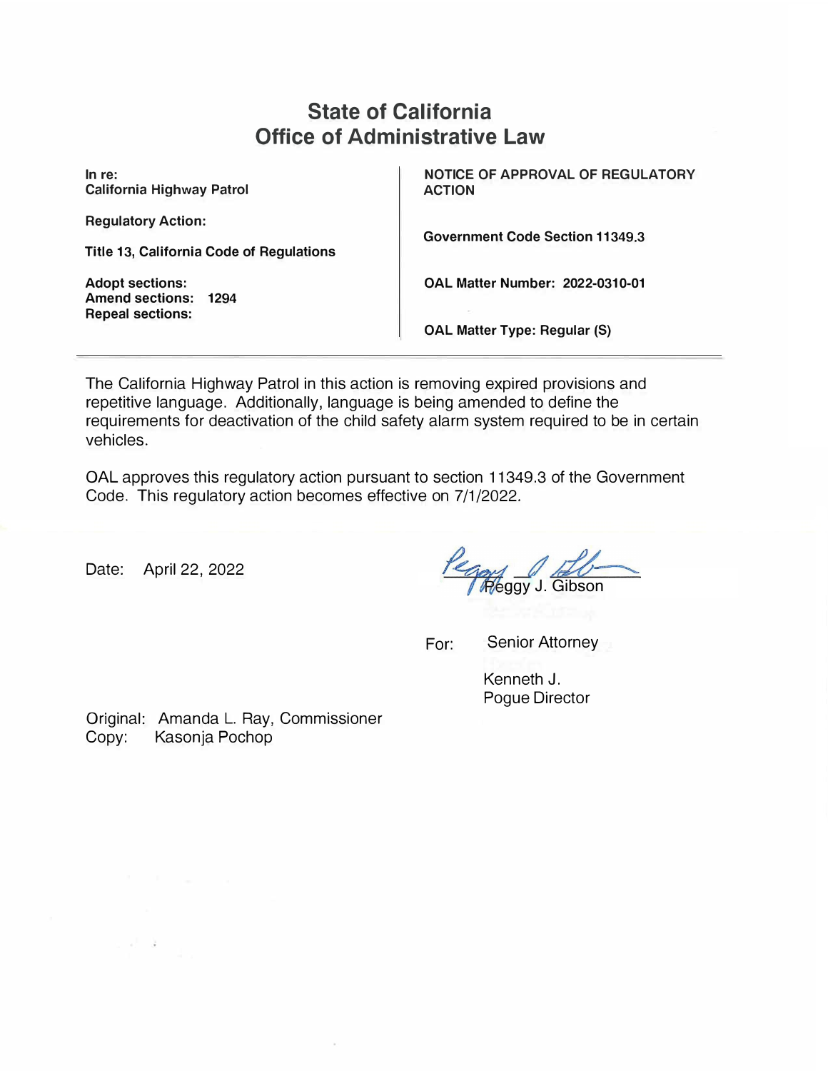# State of California
# Office of Administrative Law

**In re:**
**California Highway Patrol**

**Regulatory Action:**

**Title 13, California Code of Regulations**

**Adopt sections:**
**Amend sections: 1294**
**Repeal sections:**

**NOTICE OF APPROVAL OF REGULATORY ACTION**

**Government Code Section 11349.3**

**OAL Matter Number: 2022-0310-01**

**OAL Matter Type: Regular (S)**

---

The California Highway Patrol in this action is removing expired provisions and repetitive language. Additionally, language is being amended to define the requirements for deactivation of the child safety alarm system required to be in certain vehicles.

OAL approves this regulatory action pursuant to section 11349.3 of the Government Code. This regulatory action becomes effective on 7/1/2022.

Date: April 22, 2022

Peggy J. Gibson

For: Senior Attorney

Kenneth J. Pogue Director

Original: Amanda L. Ray, Commissioner
Copy: Kasonja Pochop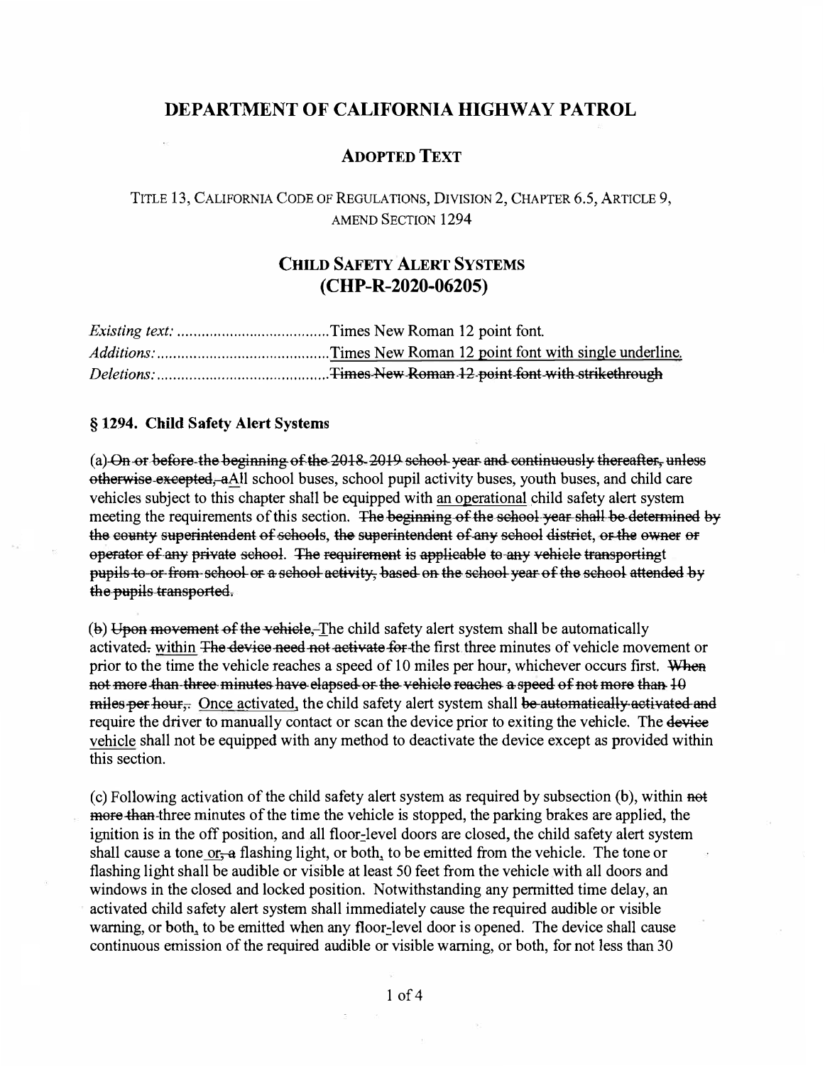# DEPARTMENT OF CALIFORNIA HIGHWAY PATROL

## ADOPTED TEXT

TITLE 13, CALIFORNIA CODE OF REGULATIONS, DIVISION 2, CHAPTER 6.5, ARTICLE 9, AMEND SECTION 1294

## CHILD SAFETY ALERT SYSTEMS (CHP-R-2020-06205)

| | |
|---|---|
| *Existing text:* ...................................... | Times New Roman 12 point font. |
| *Additions:* ........................................... | <u>Times New Roman 12 point font with single underline.</u> |
| *Deletions:* ........................................... | ~~Times New Roman 12 point font with strikethrough~~ |

### § 1294. Child Safety Alert Systems

(a)~~On or before the beginning of the 2018-2019 school year and continuously thereafter, unless otherwise excepted, a~~<u>A</u>ll school buses, school pupil activity buses, youth buses, and child care vehicles subject to this chapter shall be equipped with <u>an operational</u> child safety alert system meeting the requirements of this section. ~~The beginning of the school year shall be determined by the county superintendent of schools, the superintendent of any school district, or the owner or operator of any private school. The requirement is applicable to any vehicle transportingt pupils to or from school or a school activity, based on the school year of the school attended by the pupils transported.~~

(b) ~~Upon movement of the vehicle,~~ <u>T</u>he child safety alert system shall be automatically activated~~.~~ <u>within</u> ~~The device need not activate for~~ the first three minutes of vehicle movement or prior to the time the vehicle reaches a speed of 10 miles per hour, whichever occurs first. ~~When not more than three minutes have elapsed or the vehicle reaches a speed of not more than 10 miles per hour,~~<u>.</u> <u>Once activated,</u> the child safety alert system shall ~~be automatically activated and~~ require the driver to manually contact or scan the device prior to exiting the vehicle. The ~~device~~ <u>vehicle</u> shall not be equipped with any method to deactivate the device except as provided within this section.

(c) Following activation of the child safety alert system as required by subsection (b), within ~~not more than~~ three minutes of the time the vehicle is stopped, the parking brakes are applied, the ignition is in the off position, and all floor<u>-</u>level doors are closed, the child safety alert system shall cause a tone <u>or</u>~~, a~~ flashing light, or both<u>,</u> to be emitted from the vehicle. The tone or flashing light shall be audible or visible at least 50 feet from the vehicle with all doors and windows in the closed and locked position. Notwithstanding any permitted time delay, an activated child safety alert system shall immediately cause the required audible or visible warning, or both<u>,</u> to be emitted when any floor<u>-</u>level door is opened. The device shall cause continuous emission of the required audible or visible warning, or both, for not less than 30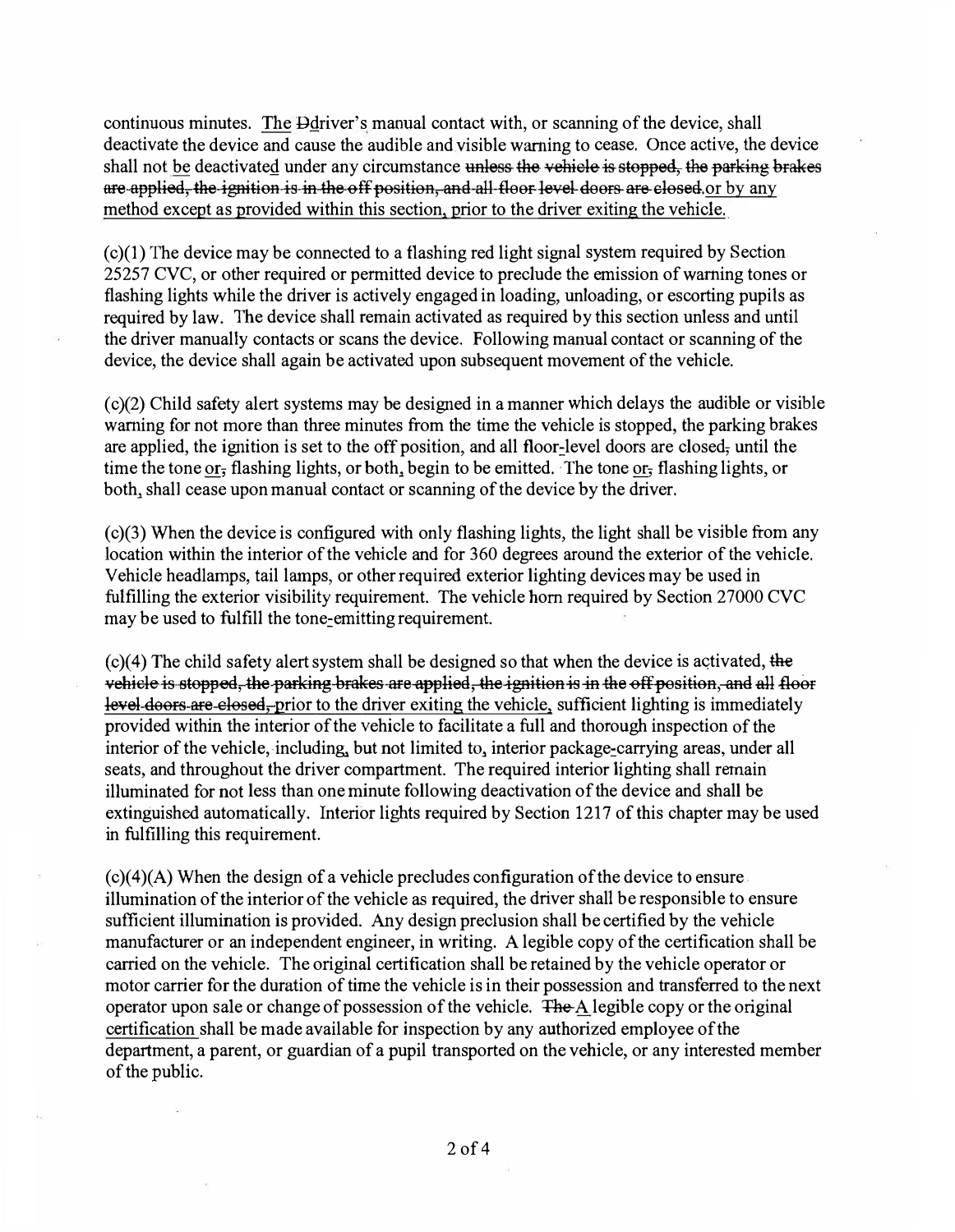continuous minutes. <u>The</u> ~~D~~<u>d</u>river<u>'s</u> manual contact with, or scanning of the device, shall deactivate the device and cause the audible and visible warning to cease. Once active, the device shall not <u>be</u> deactivate<u>d</u> under any circumstance ~~unless the vehicle is stopped, the parking brakes are applied, the ignition is in the off position, and all floor level doors are closed.~~<u>or by any method except as provided within this section, prior to the driver exiting the vehicle.</u>

(c)(1) The device may be connected to a flashing red light signal system required by Section 25257 CVC, or other required or permitted device to preclude the emission of warning tones or flashing lights while the driver is actively engaged in loading, unloading, or escorting pupils as required by law. The device shall remain activated as required by this section unless and until the driver manually contacts or scans the device. Following manual contact or scanning of the device, the device shall again be activated upon subsequent movement of the vehicle.

(c)(2) Child safety alert systems may be designed in a manner which delays the audible or visible warning for not more than three minutes from the time the vehicle is stopped, the parking brakes are applied, the ignition is set to the off position, and all floor<u>-</u>level doors are closed~~,~~ until the time the tone <u>or</u>~~,~~ flashing lights, or both<u>,</u> begin to be emitted. The tone <u>or</u>~~,~~ flashing lights, or both<u>,</u> shall cease upon manual contact or scanning of the device by the driver.

(c)(3) When the device is configured with only flashing lights, the light shall be visible from any location within the interior of the vehicle and for 360 degrees around the exterior of the vehicle. Vehicle headlamps, tail lamps, or other required exterior lighting devices may be used in fulfilling the exterior visibility requirement. The vehicle horn required by Section 27000 CVC may be used to fulfill the tone<u>-</u>emitting requirement.

(c)(4) The child safety alert system shall be designed so that when the device is activated, ~~the vehicle is stopped, the parking brakes are applied, the ignition is in the off position, and all floor level doors are closed,~~ <u>prior to the driver exiting the vehicle,</u> sufficient lighting is immediately provided within the interior of the vehicle to facilitate a full and thorough inspection of the interior of the vehicle, including<u>,</u> but not limited to, interior package<u>-</u>carrying areas, under all seats, and throughout the driver compartment. The required interior lighting shall remain illuminated for not less than one minute following deactivation of the device and shall be extinguished automatically. Interior lights required by Section 1217 of this chapter may be used in fulfilling this requirement.

(c)(4)(A) When the design of a vehicle precludes configuration of the device to ensure illumination of the interior of the vehicle as required, the driver shall be responsible to ensure sufficient illumination is provided. Any design preclusion shall be certified by the vehicle manufacturer or an independent engineer, in writing. A legible copy of the certification shall be carried on the vehicle. The original certification shall be retained by the vehicle operator or motor carrier for the duration of time the vehicle is in their possession and transferred to the next operator upon sale or change of possession of the vehicle. ~~The~~ <u>A</u> legible copy or the original <u>certification</u> shall be made available for inspection by any authorized employee of the department, a parent, or guardian of a pupil transported on the vehicle, or any interested member of the public.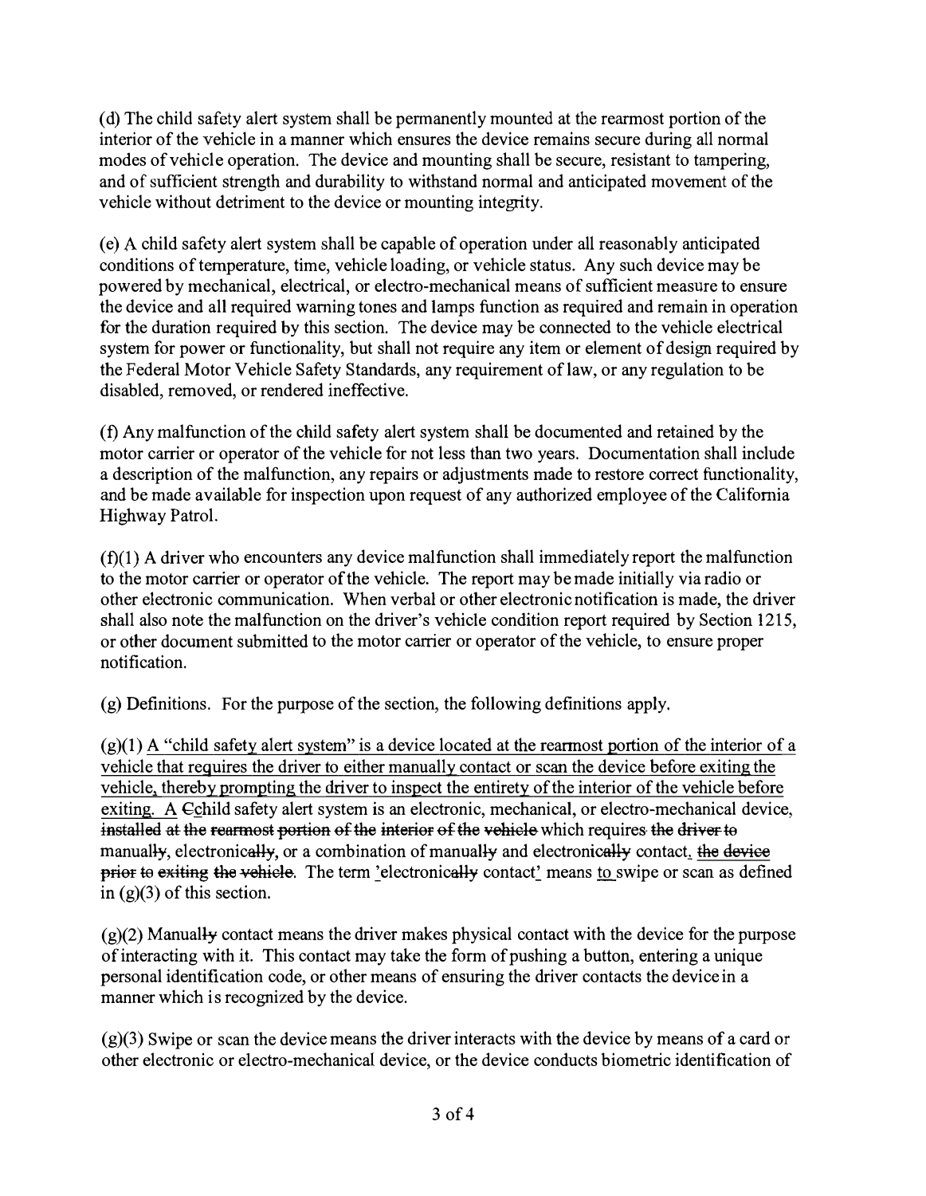(d) The child safety alert system shall be permanently mounted at the rearmost portion of the interior of the vehicle in a manner which ensures the device remains secure during all normal modes of vehicle operation. The device and mounting shall be secure, resistant to tampering, and of sufficient strength and durability to withstand normal and anticipated movement of the vehicle without detriment to the device or mounting integrity.

(e) A child safety alert system shall be capable of operation under all reasonably anticipated conditions of temperature, time, vehicle loading, or vehicle status. Any such device may be powered by mechanical, electrical, or electro-mechanical means of sufficient measure to ensure the device and all required warning tones and lamps function as required and remain in operation for the duration required by this section. The device may be connected to the vehicle electrical system for power or functionality, but shall not require any item or element of design required by the Federal Motor Vehicle Safety Standards, any requirement of law, or any regulation to be disabled, removed, or rendered ineffective.

(f) Any malfunction of the child safety alert system shall be documented and retained by the motor carrier or operator of the vehicle for not less than two years. Documentation shall include a description of the malfunction, any repairs or adjustments made to restore correct functionality, and be made available for inspection upon request of any authorized employee of the California Highway Patrol.

(f)(1) A driver who encounters any device malfunction shall immediately report the malfunction to the motor carrier or operator of the vehicle. The report may be made initially via radio or other electronic communication. When verbal or other electronic notification is made, the driver shall also note the malfunction on the driver's vehicle condition report required by Section 1215, or other document submitted to the motor carrier or operator of the vehicle, to ensure proper notification.

(g) Definitions. For the purpose of the section, the following definitions apply.

(g)(1) <u>A "child safety alert system" is a device located at the rearmost portion of the interior of a vehicle that requires the driver to either manually contact or scan the device before exiting the vehicle, thereby prompting the driver to inspect the entirety of the interior of the vehicle before exiting. A</u> ~~C~~<u>c</u>hild safety alert system is an electronic, mechanical, or electro-mechanical device, ~~installed at the rearmost portion of the interior of the vehicle~~ which requires ~~the driver to~~ manual~~ly~~, electronic~~ally~~, or a combination of manual~~ly~~ and electronic~~ally~~ contact<u>.</u> ~~the device prior to exiting the vehicle~~. The term <u>'</u>electronic~~ally~~ contact<u>'</u> means <u>to</u> swipe or scan as defined in (g)(3) of this section.

(g)(2) Manual~~ly~~ contact means the driver makes physical contact with the device for the purpose of interacting with it. This contact may take the form of pushing a button, entering a unique personal identification code, or other means of ensuring the driver contacts the device in a manner which is recognized by the device.

(g)(3) Swipe or scan the device means the driver interacts with the device by means of a card or other electronic or electro-mechanical device, or the device conducts biometric identification of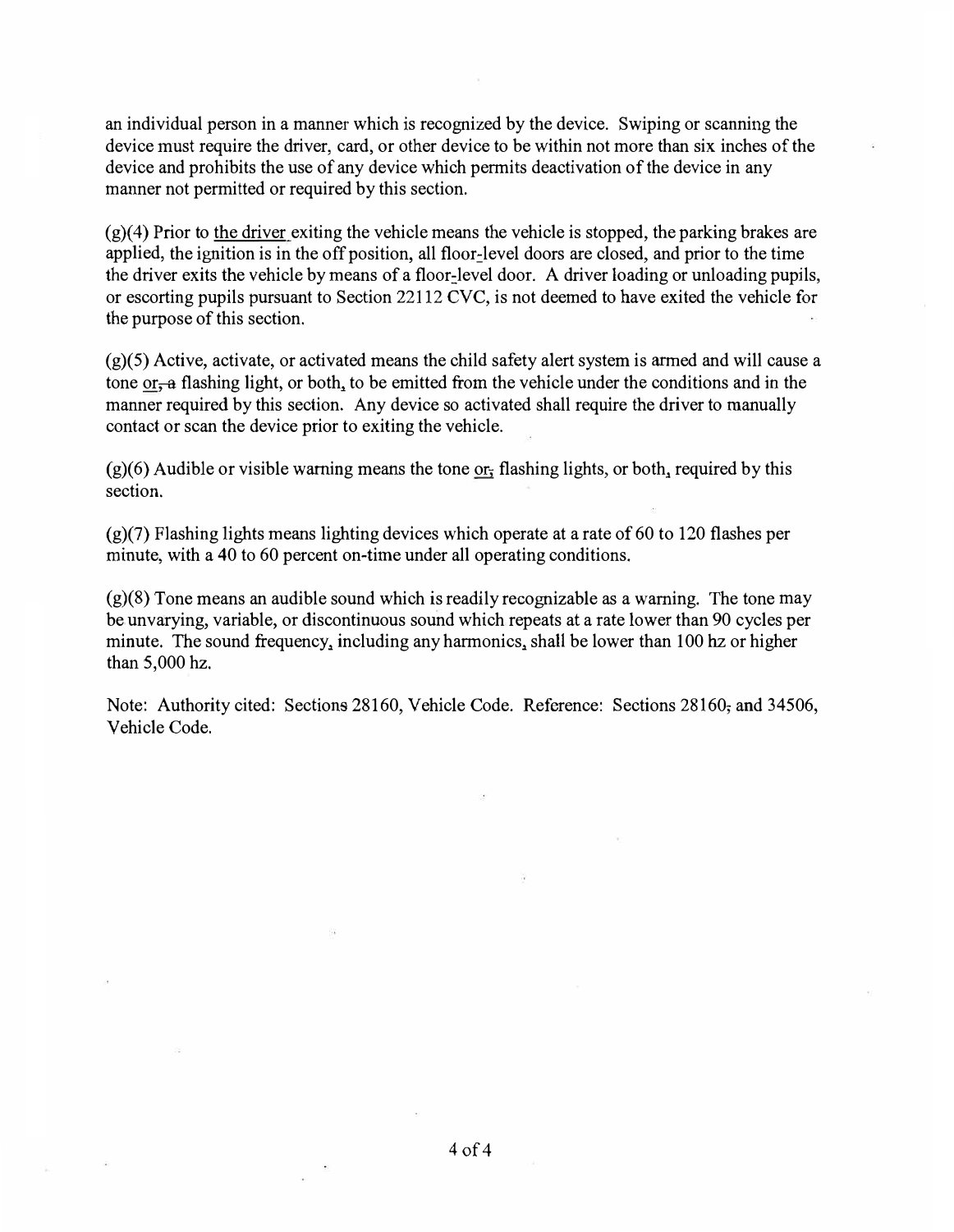an individual person in a manner which is recognized by the device. Swiping or scanning the device must require the driver, card, or other device to be within not more than six inches of the device and prohibits the use of any device which permits deactivation of the device in any manner not permitted or required by this section.

(g)(4) Prior to the driver exiting the vehicle means the vehicle is stopped, the parking brakes are applied, the ignition is in the off position, all floor-level doors are closed, and prior to the time the driver exits the vehicle by means of a floor-level door. A driver loading or unloading pupils, or escorting pupils pursuant to Section 22112 CVC, is not deemed to have exited the vehicle for the purpose of this section.

(g)(5) Active, activate, or activated means the child safety alert system is armed and will cause a tone or, a flashing light, or both, to be emitted from the vehicle under the conditions and in the manner required by this section. Any device so activated shall require the driver to manually contact or scan the device prior to exiting the vehicle.

(g)(6) Audible or visible warning means the tone or, flashing lights, or both, required by this section.

(g)(7) Flashing lights means lighting devices which operate at a rate of 60 to 120 flashes per minute, with a 40 to 60 percent on-time under all operating conditions.

(g)(8) Tone means an audible sound which is readily recognizable as a warning. The tone may be unvarying, variable, or discontinuous sound which repeats at a rate lower than 90 cycles per minute. The sound frequency, including any harmonics, shall be lower than 100 hz or higher than 5,000 hz.

Note: Authority cited: Sections 28160, Vehicle Code. Reference: Sections 28160, and 34506, Vehicle Code.